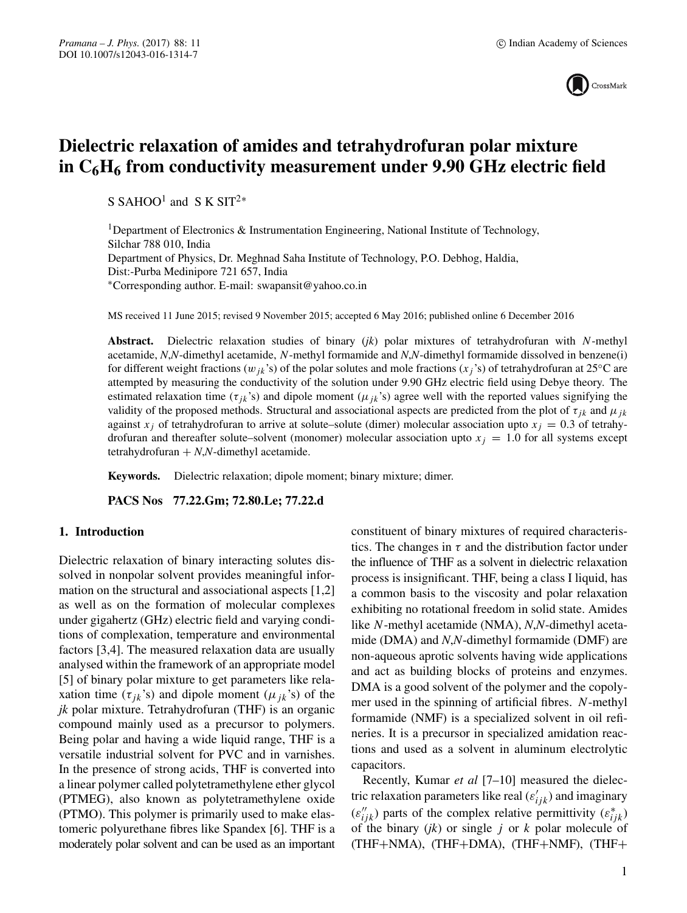# Dielectric relaxation of amides and tetrahydrofuran polar mixture in $C_6H_6$ from conductivity measurement under 9.90 GHz electric field

S SAHOO[1] and S K SIT[2*]

[1]Department of Electronics & Instrumentation Engineering, National Institute of Technology, Silchar 788 010, India
Department of Physics, Dr. Meghnad Saha Institute of Technology, P.O. Debhog, Haldia, Dist:-Purba Medinipore 721 657, India
*Corresponding author. E-mail: swapansit@yahoo.co.in

MS received 11 June 2015; revised 9 November 2015; accepted 6 May 2016; published online 6 December 2016

**Abstract.** Dielectric relaxation studies of binary (*jk*) polar mixtures of tetrahydrofuran with *N*-methyl acetamide, *N,N*-dimethyl acetamide, *N*-methyl formamide and *N,N*-dimethyl formamide dissolved in benzene(i) for different weight fractions ($w_{jk}$'s) of the polar solutes and mole fractions ($x_j$'s) of tetrahydrofuran at 25°C are attempted by measuring the conductivity of the solution under 9.90 GHz electric field using Debye theory. The estimated relaxation time ($\tau_{jk}$'s) and dipole moment ($\mu_{jk}$'s) agree well with the reported values signifying the validity of the proposed methods. Structural and associational aspects are predicted from the plot of $\tau_{jk}$ and $\mu_{jk}$ against $x_j$ of tetrahydrofuran to arrive at solute–solute (dimer) molecular association upto $x_j = 0.3$ of tetrahydrofuran and thereafter solute–solvent (monomer) molecular association upto $x_j = 1.0$ for all systems except tetrahydrofuran + *N,N*-dimethyl acetamide.

**Keywords.** Dielectric relaxation; dipole moment; binary mixture; dimer.

**PACS Nos** 77.22.Gm; 72.80.Le; 77.22.d

## 1. Introduction

Dielectric relaxation of binary interacting solutes dissolved in nonpolar solvent provides meaningful information on the structural and associational aspects [1,2] as well as on the formation of molecular complexes under gigahertz (GHz) electric field and varying conditions of complexation, temperature and environmental factors [3,4]. The measured relaxation data are usually analysed within the framework of an appropriate model [5] of binary polar mixture to get parameters like relaxation time ($\tau_{jk}$'s) and dipole moment ($\mu_{jk}$'s) of the *jk* polar mixture. Tetrahydrofuran (THF) is an organic compound mainly used as a precursor to polymers. Being polar and having a wide liquid range, THF is a versatile industrial solvent for PVC and in varnishes. In the presence of strong acids, THF is converted into a linear polymer called polytetramethylene ether glycol (PTMEG), also known as polytetramethylene oxide (PTMO). This polymer is primarily used to make elastomeric polyurethane fibres like Spandex [6]. THF is a moderately polar solvent and can be used as an important constituent of binary mixtures of required characteristics. The changes in $\tau$ and the distribution factor under the influence of THF as a solvent in dielectric relaxation process is insignificant. THF, being a class I liquid, has a common basis to the viscosity and polar relaxation exhibiting no rotational freedom in solid state. Amides like *N*-methyl acetamide (NMA), *N,N*-dimethyl acetamide (DMA) and *N,N*-dimethyl formamide (DMF) are non-aqueous aprotic solvents having wide applications and act as building blocks of proteins and enzymes. DMA is a good solvent of the polymer and the copolymer used in the spinning of artificial fibres. *N*-methyl formamide (NMF) is a specialized solvent in oil refineries. It is a precursor in specialized amidation reactions and used as a solvent in aluminum electrolytic capacitors.

Recently, Kumar *et al* [7–10] measured the dielectric relaxation parameters like real ($\varepsilon'_{ijk}$) and imaginary ($\varepsilon''_{ijk}$) parts of the complex relative permittivity ($\varepsilon^*_{ijk}$) of the binary (*jk*) or single *j* or *k* polar molecule of (THF+NMA), (THF+DMA), (THF+NMF), (THF+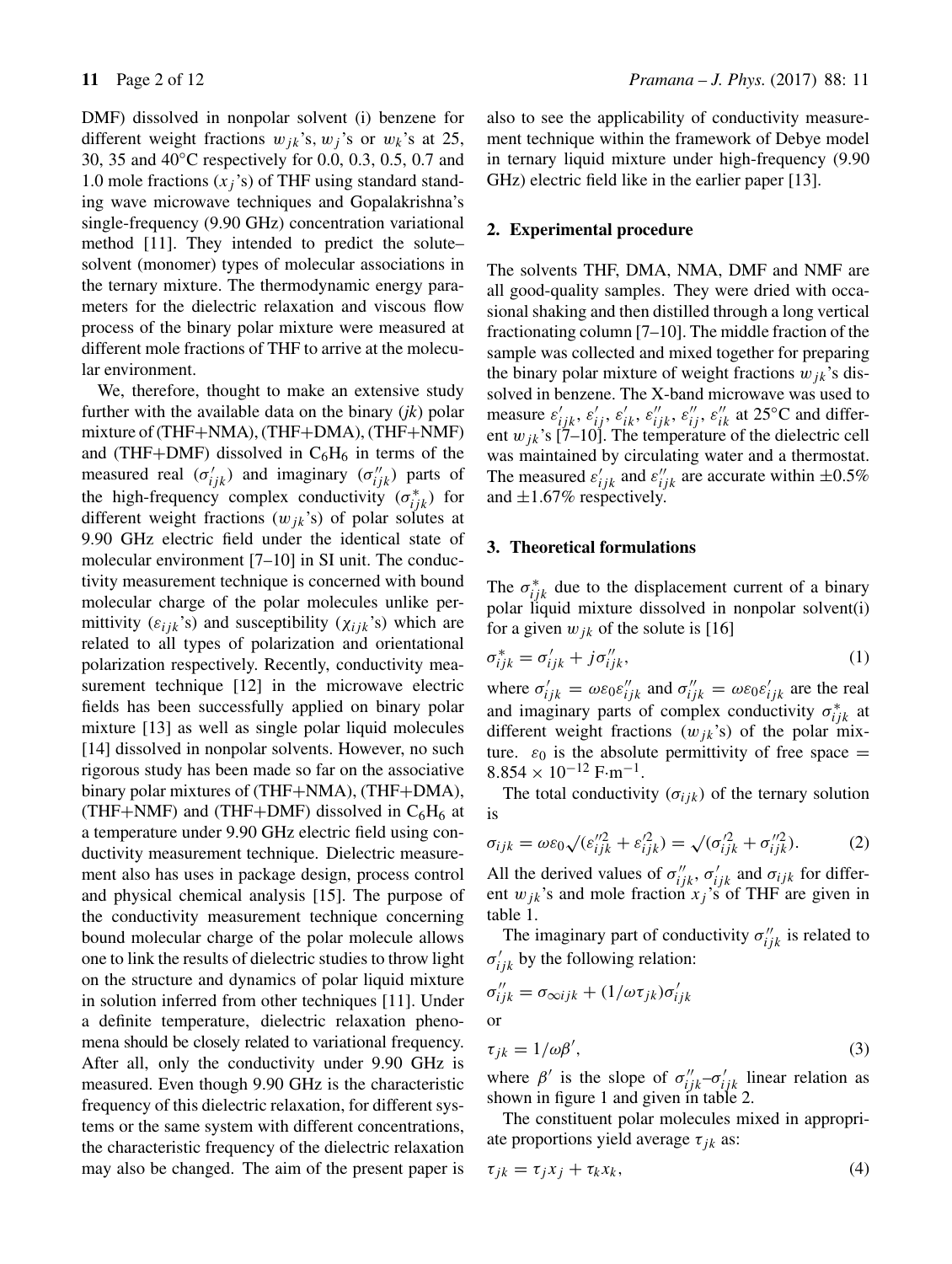DMF) dissolved in nonpolar solvent (i) benzene for different weight fractions $w_{jk}$'s, $w_j$'s or $w_k$'s at 25, 30, 35 and 40°C respectively for 0.0, 0.3, 0.5, 0.7 and 1.0 mole fractions ($x_j$'s) of THF using standard standing wave microwave techniques and Gopalakrishna's single-frequency (9.90 GHz) concentration variational method [11]. They intended to predict the solute–solvent (monomer) types of molecular associations in the ternary mixture. The thermodynamic energy parameters for the dielectric relaxation and viscous flow process of the binary polar mixture were measured at different mole fractions of THF to arrive at the molecular environment.

We, therefore, thought to make an extensive study further with the available data on the binary (*jk*) polar mixture of (THF+NMA), (THF+DMA), (THF+NMF) and (THF+DMF) dissolved in $C_6H_6$ in terms of the measured real ($\sigma'_{ijk}$) and imaginary ($\sigma''_{ijk}$) parts of the high-frequency complex conductivity ($\sigma^*_{ijk}$) for different weight fractions ($w_{jk}$'s) of polar solutes at 9.90 GHz electric field under the identical state of molecular environment [7–10] in SI unit. The conductivity measurement technique is concerned with bound molecular charge of the polar molecules unlike permittivity ($\varepsilon_{ijk}$'s) and susceptibility ($\chi_{ijk}$'s) which are related to all types of polarization and orientational polarization respectively. Recently, conductivity measurement technique [12] in the microwave electric fields has been successfully applied on binary polar mixture [13] as well as single polar liquid molecules [14] dissolved in nonpolar solvents. However, no such rigorous study has been made so far on the associative binary polar mixtures of (THF+NMA), (THF+DMA), (THF+NMF) and (THF+DMF) dissolved in $C_6H_6$ at a temperature under 9.90 GHz electric field using conductivity measurement technique. Dielectric measurement also has uses in package design, process control and physical chemical analysis [15]. The purpose of the conductivity measurement technique concerning bound molecular charge of the polar molecule allows one to link the results of dielectric studies to throw light on the structure and dynamics of polar liquid mixture in solution inferred from other techniques [11]. Under a definite temperature, dielectric relaxation phenomena should be closely related to variational frequency. After all, only the conductivity under 9.90 GHz is measured. Even though 9.90 GHz is the characteristic frequency of this dielectric relaxation, for different systems or the same system with different concentrations, the characteristic frequency of the dielectric relaxation may also be changed. The aim of the present paper is also to see the applicability of conductivity measurement technique within the framework of Debye model in ternary liquid mixture under high-frequency (9.90 GHz) electric field like in the earlier paper [13].

## 2. Experimental procedure

The solvents THF, DMA, NMA, DMF and NMF are all good-quality samples. They were dried with occasional shaking and then distilled through a long vertical fractionating column [7–10]. The middle fraction of the sample was collected and mixed together for preparing the binary polar mixture of weight fractions $w_{jk}$'s dissolved in benzene. The X-band microwave was used to measure $\varepsilon'_{ijk}$, $\varepsilon'_{ij}$, $\varepsilon'_{ik}$, $\varepsilon''_{ijk}$, $\varepsilon''_{ij}$, $\varepsilon''_{ik}$ at 25°C and different $w_{jk}$'s [7–10]. The temperature of the dielectric cell was maintained by circulating water and a thermostat. The measured $\varepsilon'_{ijk}$ and $\varepsilon''_{ijk}$ are accurate within ±0.5% and ±1.67% respectively.

## 3. Theoretical formulations

The $\sigma^*_{ijk}$ due to the displacement current of a binary polar liquid mixture dissolved in nonpolar solvent(i) for a given $w_{jk}$ of the solute is [16]

$$\sigma^*_{ijk} = \sigma'_{ijk} + j\sigma''_{ijk}, \tag{1}$$

where $\sigma'_{ijk} = \omega\varepsilon_0\varepsilon''_{ijk}$ and $\sigma''_{ijk} = \omega\varepsilon_0\varepsilon'_{ijk}$ are the real and imaginary parts of complex conductivity $\sigma^*_{ijk}$ at different weight fractions ($w_{jk}$'s) of the polar mixture. $\varepsilon_0$ is the absolute permittivity of free space $= 8.854 \times 10^{-12}$ F·m$^{-1}$.

The total conductivity ($\sigma_{ijk}$) of the ternary solution is

$$\sigma_{ijk} = \omega\varepsilon_0\sqrt{(\varepsilon''^2_{ijk} + \varepsilon'^2_{ijk})} = \sqrt{(\sigma'^2_{ijk} + \sigma''^2_{ijk})}. \tag{2}$$

All the derived values of $\sigma''_{ijk}$, $\sigma'_{ijk}$ and $\sigma_{ijk}$ for different $w_{jk}$'s and mole fraction $x_j$'s of THF are given in table 1.

The imaginary part of conductivity $\sigma''_{ijk}$ is related to $\sigma'_{ijk}$ by the following relation:

$$\sigma''_{ijk} = \sigma_{\infty ijk} + (1/\omega\tau_{jk})\sigma'_{ijk}$$

or

$$\tau_{jk} = 1/\omega\beta', \tag{3}$$

where $\beta'$ is the slope of $\sigma''_{ijk}$–$\sigma'_{ijk}$ linear relation as shown in figure 1 and given in table 2.

The constituent polar molecules mixed in appropriate proportions yield average $\tau_{jk}$ as:

$$\tau_{jk} = \tau_j x_j + \tau_k x_k, \tag{4}$$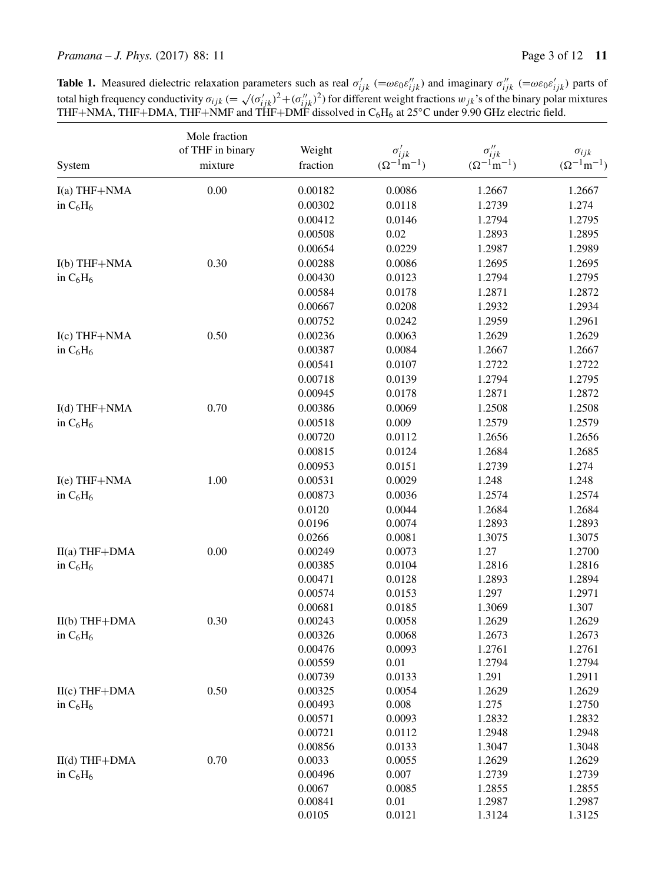**Table 1.** Measured dielectric relaxation parameters such as real $\sigma'_{ijk}$ $(=\omega\varepsilon_0\varepsilon''_{ijk})$ and imaginary $\sigma''_{ijk}$ $(=\omega\varepsilon_0\varepsilon'_{ijk})$ parts of total high frequency conductivity $\sigma_{ijk}$ $(=\sqrt{(\sigma'_{ijk})^2+(\sigma''_{ijk})^2})$ for different weight fractions $w_{jk}$'s of the binary polar mixtures THF+NMA, THF+DMA, THF+NMF and THF+DMF dissolved in $C_6H_6$ at 25°C under 9.90 GHz electric field.

| System | Mole fraction of THF in binary mixture | Weight fraction | $\sigma'_{ijk}$ $(\Omega^{-1}m^{-1})$ | $\sigma''_{ijk}$ $(\Omega^{-1}m^{-1})$ | $\sigma_{ijk}$ $(\Omega^{-1}m^{-1})$ |
|---|---|---|---|---|---|
| I(a) THF+NMA in $C_6H_6$ | 0.00 | 0.00182 | 0.0086 | 1.2667 | 1.2667 |
| | | 0.00302 | 0.0118 | 1.2739 | 1.274 |
| | | 0.00412 | 0.0146 | 1.2794 | 1.2795 |
| | | 0.00508 | 0.02 | 1.2893 | 1.2895 |
| | | 0.00654 | 0.0229 | 1.2987 | 1.2989 |
| I(b) THF+NMA in $C_6H_6$ | 0.30 | 0.00288 | 0.0086 | 1.2695 | 1.2695 |
| | | 0.00430 | 0.0123 | 1.2794 | 1.2795 |
| | | 0.00584 | 0.0178 | 1.2871 | 1.2872 |
| | | 0.00667 | 0.0208 | 1.2932 | 1.2934 |
| | | 0.00752 | 0.0242 | 1.2959 | 1.2961 |
| I(c) THF+NMA in $C_6H_6$ | 0.50 | 0.00236 | 0.0063 | 1.2629 | 1.2629 |
| | | 0.00387 | 0.0084 | 1.2667 | 1.2667 |
| | | 0.00541 | 0.0107 | 1.2722 | 1.2722 |
| | | 0.00718 | 0.0139 | 1.2794 | 1.2795 |
| | | 0.00945 | 0.0178 | 1.2871 | 1.2872 |
| I(d) THF+NMA in $C_6H_6$ | 0.70 | 0.00386 | 0.0069 | 1.2508 | 1.2508 |
| | | 0.00518 | 0.009 | 1.2579 | 1.2579 |
| | | 0.00720 | 0.0112 | 1.2656 | 1.2656 |
| | | 0.00815 | 0.0124 | 1.2684 | 1.2685 |
| | | 0.00953 | 0.0151 | 1.2739 | 1.274 |
| I(e) THF+NMA in $C_6H_6$ | 1.00 | 0.00531 | 0.0029 | 1.248 | 1.248 |
| | | 0.00873 | 0.0036 | 1.2574 | 1.2574 |
| | | 0.0120 | 0.0044 | 1.2684 | 1.2684 |
| | | 0.0196 | 0.0074 | 1.2893 | 1.2893 |
| | | 0.0266 | 0.0081 | 1.3075 | 1.3075 |
| II(a) THF+DMA in $C_6H_6$ | 0.00 | 0.00249 | 0.0073 | 1.27 | 1.2700 |
| | | 0.00385 | 0.0104 | 1.2816 | 1.2816 |
| | | 0.00471 | 0.0128 | 1.2893 | 1.2894 |
| | | 0.00574 | 0.0153 | 1.297 | 1.2971 |
| | | 0.00681 | 0.0185 | 1.3069 | 1.307 |
| II(b) THF+DMA in $C_6H_6$ | 0.30 | 0.00243 | 0.0058 | 1.2629 | 1.2629 |
| | | 0.00326 | 0.0068 | 1.2673 | 1.2673 |
| | | 0.00476 | 0.0093 | 1.2761 | 1.2761 |
| | | 0.00559 | 0.01 | 1.2794 | 1.2794 |
| | | 0.00739 | 0.0133 | 1.291 | 1.2911 |
| II(c) THF+DMA in $C_6H_6$ | 0.50 | 0.00325 | 0.0054 | 1.2629 | 1.2629 |
| | | 0.00493 | 0.008 | 1.275 | 1.2750 |
| | | 0.00571 | 0.0093 | 1.2832 | 1.2832 |
| | | 0.00721 | 0.0112 | 1.2948 | 1.2948 |
| | | 0.00856 | 0.0133 | 1.3047 | 1.3048 |
| II(d) THF+DMA in $C_6H_6$ | 0.70 | 0.0033 | 0.0055 | 1.2629 | 1.2629 |
| | | 0.00496 | 0.007 | 1.2739 | 1.2739 |
| | | 0.0067 | 0.0085 | 1.2855 | 1.2855 |
| | | 0.00841 | 0.01 | 1.2987 | 1.2987 |
| | | 0.0105 | 0.0121 | 1.3124 | 1.3125 |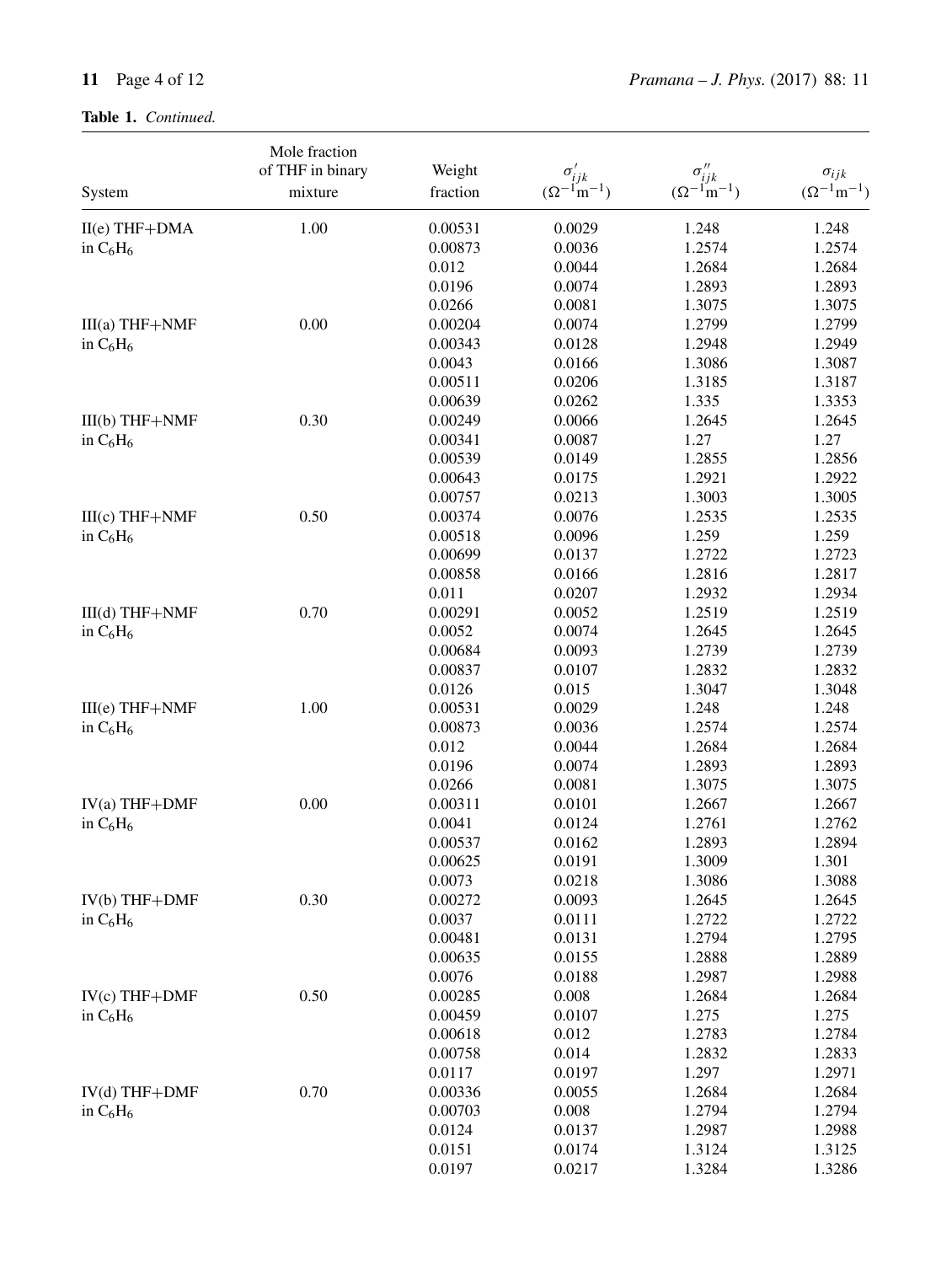**Table 1.** *Continued.*

| System | Mole fraction of THF in binary mixture | Weight fraction | $\sigma'_{ijk}$ $(\Omega^{-1}m^{-1})$ | $\sigma''_{ijk}$ $(\Omega^{-1}m^{-1})$ | $\sigma_{ijk}$ $(\Omega^{-1}m^{-1})$ |
|---|---|---|---|---|---|
| II(e) THF+DMA in $C_6H_6$ | 1.00 | 0.00531 | 0.0029 | 1.248 | 1.248 |
| | | 0.00873 | 0.0036 | 1.2574 | 1.2574 |
| | | 0.012 | 0.0044 | 1.2684 | 1.2684 |
| | | 0.0196 | 0.0074 | 1.2893 | 1.2893 |
| | | 0.0266 | 0.0081 | 1.3075 | 1.3075 |
| III(a) THF+NMF in $C_6H_6$ | 0.00 | 0.00204 | 0.0074 | 1.2799 | 1.2799 |
| | | 0.00343 | 0.0128 | 1.2948 | 1.2949 |
| | | 0.0043 | 0.0166 | 1.3086 | 1.3087 |
| | | 0.00511 | 0.0206 | 1.3185 | 1.3187 |
| | | 0.00639 | 0.0262 | 1.335 | 1.3353 |
| III(b) THF+NMF in $C_6H_6$ | 0.30 | 0.00249 | 0.0066 | 1.2645 | 1.2645 |
| | | 0.00341 | 0.0087 | 1.27 | 1.27 |
| | | 0.00539 | 0.0149 | 1.2855 | 1.2856 |
| | | 0.00643 | 0.0175 | 1.2921 | 1.2922 |
| | | 0.00757 | 0.0213 | 1.3003 | 1.3005 |
| III(c) THF+NMF in $C_6H_6$ | 0.50 | 0.00374 | 0.0076 | 1.2535 | 1.2535 |
| | | 0.00518 | 0.0096 | 1.259 | 1.259 |
| | | 0.00699 | 0.0137 | 1.2722 | 1.2723 |
| | | 0.00858 | 0.0166 | 1.2816 | 1.2817 |
| | | 0.011 | 0.0207 | 1.2932 | 1.2934 |
| III(d) THF+NMF in $C_6H_6$ | 0.70 | 0.00291 | 0.0052 | 1.2519 | 1.2519 |
| | | 0.0052 | 0.0074 | 1.2645 | 1.2645 |
| | | 0.00684 | 0.0093 | 1.2739 | 1.2739 |
| | | 0.00837 | 0.0107 | 1.2832 | 1.2832 |
| | | 0.0126 | 0.015 | 1.3047 | 1.3048 |
| III(e) THF+NMF in $C_6H_6$ | 1.00 | 0.00531 | 0.0029 | 1.248 | 1.248 |
| | | 0.00873 | 0.0036 | 1.2574 | 1.2574 |
| | | 0.012 | 0.0044 | 1.2684 | 1.2684 |
| | | 0.0196 | 0.0074 | 1.2893 | 1.2893 |
| | | 0.0266 | 0.0081 | 1.3075 | 1.3075 |
| IV(a) THF+DMF in $C_6H_6$ | 0.00 | 0.00311 | 0.0101 | 1.2667 | 1.2667 |
| | | 0.0041 | 0.0124 | 1.2761 | 1.2762 |
| | | 0.00537 | 0.0162 | 1.2893 | 1.2894 |
| | | 0.00625 | 0.0191 | 1.3009 | 1.301 |
| | | 0.0073 | 0.0218 | 1.3086 | 1.3088 |
| IV(b) THF+DMF in $C_6H_6$ | 0.30 | 0.00272 | 0.0093 | 1.2645 | 1.2645 |
| | | 0.0037 | 0.0111 | 1.2722 | 1.2722 |
| | | 0.00481 | 0.0131 | 1.2794 | 1.2795 |
| | | 0.00635 | 0.0155 | 1.2888 | 1.2889 |
| | | 0.0076 | 0.0188 | 1.2987 | 1.2988 |
| IV(c) THF+DMF in $C_6H_6$ | 0.50 | 0.00285 | 0.008 | 1.2684 | 1.2684 |
| | | 0.00459 | 0.0107 | 1.275 | 1.275 |
| | | 0.00618 | 0.012 | 1.2783 | 1.2784 |
| | | 0.00758 | 0.014 | 1.2832 | 1.2833 |
| | | 0.0117 | 0.0197 | 1.297 | 1.2971 |
| IV(d) THF+DMF in $C_6H_6$ | 0.70 | 0.00336 | 0.0055 | 1.2684 | 1.2684 |
| | | 0.00703 | 0.008 | 1.2794 | 1.2794 |
| | | 0.0124 | 0.0137 | 1.2987 | 1.2988 |
| | | 0.0151 | 0.0174 | 1.3124 | 1.3125 |
| | | 0.0197 | 0.0217 | 1.3284 | 1.3286 |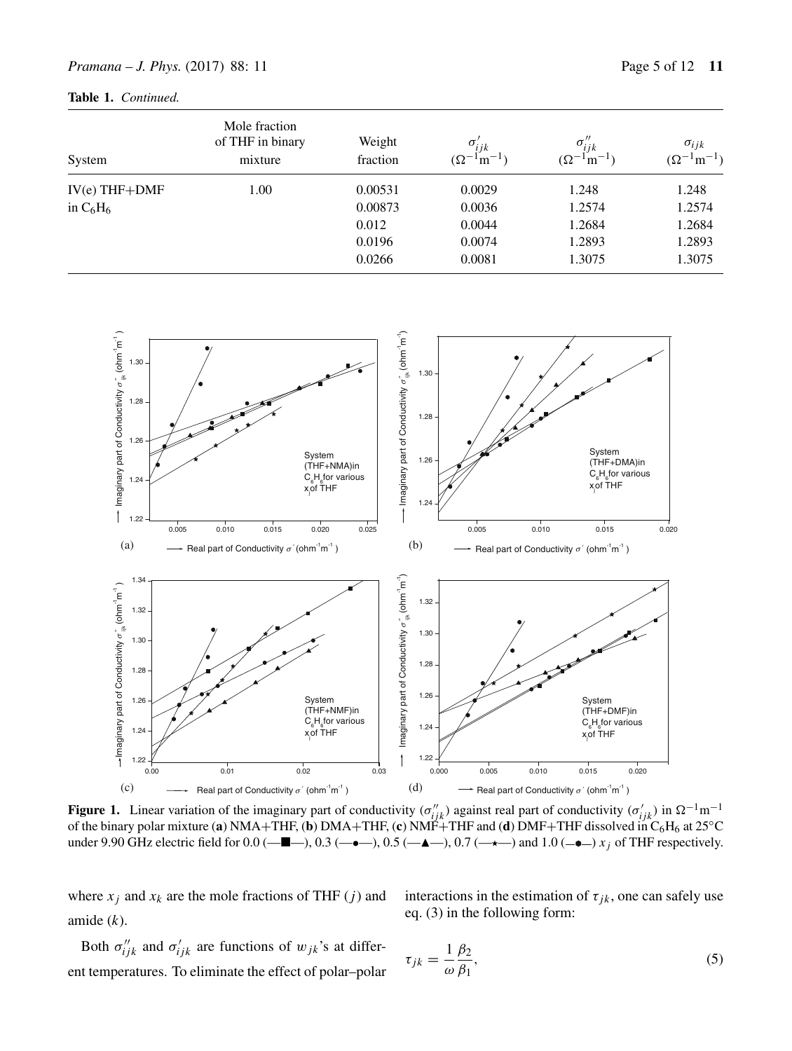**Table 1.** *Continued.*

| System | Mole fraction of THF in binary mixture | Weight fraction | $\sigma'_{ijk}$ $(\Omega^{-1}\text{m}^{-1})$ | $\sigma''_{ijk}$ $(\Omega^{-1}\text{m}^{-1})$ | $\sigma_{ijk}$ $(\Omega^{-1}\text{m}^{-1})$ |
|---|---|---|---|---|---|
| IV(e) THF+DMF in $C_6H_6$ | 1.00 | 0.00531 | 0.0029 | 1.248 | 1.248 |
| | | 0.00873 | 0.0036 | 1.2574 | 1.2574 |
| | | 0.012 | 0.0044 | 1.2684 | 1.2684 |
| | | 0.0196 | 0.0074 | 1.2893 | 1.2893 |
| | | 0.0266 | 0.0081 | 1.3075 | 1.3075 |

**Figure 1.** Linear variation of the imaginary part of conductivity ($\sigma''_{ijk}$) against real part of conductivity ($\sigma'_{ijk}$) in $\Omega^{-1}\text{m}^{-1}$ of the binary polar mixture (**a**) NMA+THF, (**b**) DMA+THF, (**c**) NMF+THF and (**d**) DMF+THF dissolved in $C_6H_6$ at 25°C under 9.90 GHz electric field for 0.0 (—■—), 0.3 (—•—), 0.5 (—▲—), 0.7 (—★—) and 1.0 (—•—) $x_j$ of THF respectively.

where $x_j$ and $x_k$ are the mole fractions of THF ($j$) and amide ($k$).

Both $\sigma''_{ijk}$ and $\sigma'_{ijk}$ are functions of $w_{jk}$'s at different temperatures. To eliminate the effect of polar–polar interactions in the estimation of $\tau_{jk}$, one can safely use eq. (3) in the following form:

$$\tau_{jk} = \frac{1}{\omega}\frac{\beta_2}{\beta_1}, \tag{5}$$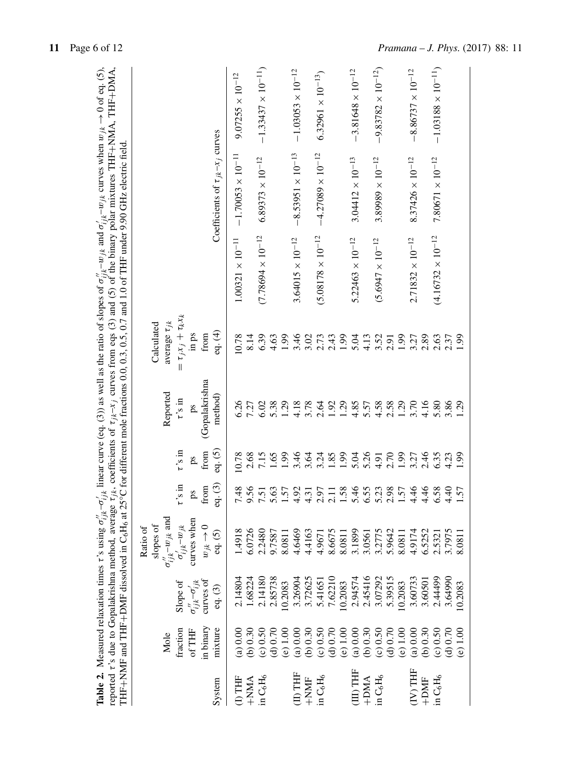**Table 2.** Measured relaxation times $\tau$'s using $\sigma''_{ijk}$–$\sigma'_{ijk}$ linear curve (eq. (3)) as well as the ratio of slopes of $\sigma''_{ijk}$–$w_{jk}$ and $\sigma'_{ijk}$–$w_{jk}$ curves when $w_{jk} \to 0$ of eq. (5), reported $\tau$'s due to Gopalakrishna method, average $\tau_{jk}$, coefficients of $\tau_{jk}$–$x_j$ curves from eqs (3) and (5) of the binary polar mixtures THF+NMA, THF+DMA, THF+NMF and THF+DMF dissolved in $C_6H_6$ at 25°C for different mole fractions 0.0, 0.3, 0.5, 0.7 and 1.0 of THF under 9.90 GHz electric field.

| System | Mole fraction of THF in binary mixture | Slope of $\sigma''_{ijk}$–$\sigma'_{ijk}$ curves of eq. (3) | Ratio of slopes of $\sigma''_{ijk}$–$w_{jk}$ and $\sigma'_{ijk}$–$w_{jk}$ curves when $w_{jk} \to 0$ eq. (5) | $\tau$'s in ps from eq. (3) | $\tau$'s in ps from eq. (5) | Reported $\tau$'s in ps (Gopalakrishna method) | Calculated average $\tau_{jk} = \tau_j x_j + \tau_k x_k$ in ps from eq. (4) | Coefficients of $\tau_{jk}$–$x_j$ curves | | |
|---|---|---|---|---|---|---|---|---|---|---|
| (I) THF +NMA in $C_6H_6$ | (a) 0.00 | 2.14804 | 1.4918 | 7.48 | 10.78 | 6.26 | 10.78 | $1.00321 \times 10^{-11}$ | $-1.70053 \times 10^{-11}$ | $9.07255 \times 10^{-12}$ |
| | (b) 0.30 | 1.68224 | 6.0726 | 9.56 | 2.68 | 7.27 | 8.14 | | | |
| | (c) 0.50 | 2.14180 | 2.2480 | 7.51 | 7.15 | 6.02 | 6.39 | $(7.78694 \times 10^{-12}$ | $6.89373 \times 10^{-12}$ | $-1.33437 \times 10^{-11})$ |
| | (d) 0.70 | 2.85738 | 9.7587 | 5.63 | 1.65 | 5.38 | 4.63 | | | |
| | (e) 1.00 | 10.2083 | 8.0811 | 1.57 | 1.99 | 1.29 | 1.99 | | | |
| (II) THF +NMF in $C_6H_6$ | (a) 0.00 | 3.26904 | 4.6469 | 4.92 | 3.46 | 4.18 | 3.46 | $3.64015 \times 10^{-12}$ | $-8.53951 \times 10^{-13}$ | $-1.03053 \times 10^{-12}$ |
| | (b) 0.30 | 3.72625 | 4.4163 | 4.31 | 3.64 | 3.78 | 3.02 | | | |
| | (c) 0.50 | 5.41651 | 4.9671 | 2.97 | 3.24 | 2.64 | 2.73 | $(5.08178 \times 10^{-12}$ | $-4.27089 \times 10^{-12}$ | $6.32961 \times 10^{-13})$ |
| | (d) 0.70 | 7.62210 | 8.6675 | 2.11 | 1.85 | 1.92 | 2.43 | | | |
| | (e) 1.00 | 10.2083 | 8.0811 | 1.58 | 1.99 | 1.29 | 1.99 | | | |
| (III) THF +DMA in $C_6H_6$ | (a) 0.00 | 2.94574 | 3.1899 | 5.46 | 5.04 | 4.85 | 5.04 | $5.22463 \times 10^{-12}$ | $3.04412 \times 10^{-13}$ | $-3.81648 \times 10^{-12}$ |
| | (b) 0.30 | 2.45416 | 3.0561 | 6.55 | 5.26 | 5.57 | 4.13 | | | |
| | (c) 0.50 | 3.07292 | 3.2775 | 5.23 | 4.91 | 4.58 | 3.52 | $(5.6947 \times 10^{-12}$ | $3.89989 \times 10^{-12}$ | $-9.83782 \times 10^{-12})$ |
| | (d) 0.70 | 5.39515 | 5.9642 | 2.98 | 2.70 | 2.58 | 2.91 | | | |
| | (e) 1.00 | 10.2083 | 8.0811 | 1.57 | 1.99 | 1.29 | 1.99 | | | |
| (IV) THF +DMF in $C_6H_6$ | (a) 0.00 | 3.60733 | 4.9174 | 4.46 | 3.27 | 3.70 | 3.27 | $2.71832 \times 10^{-12}$ | $8.37426 \times 10^{-12}$ | $-8.86737 \times 10^{-12}$ |
| | (b) 0.30 | 3.60501 | 6.5252 | 4.46 | 2.46 | 4.16 | 2.89 | | | |
| | (c) 0.50 | 2.44499 | 2.5321 | 6.58 | 6.35 | 5.80 | 2.63 | $(4.16732 \times 10^{-12}$ | $7.80671 \times 10^{-12}$ | $-1.03188 \times 10^{-11})$ |
| | (d) 0.70 | 3.64990 | 3.7975 | 4.40 | 4.23 | 3.86 | 2.37 | | | |
| | (e) 1.00 | 10.2083 | 8.0811 | 1.57 | 1.99 | 1.29 | 1.99 | | | |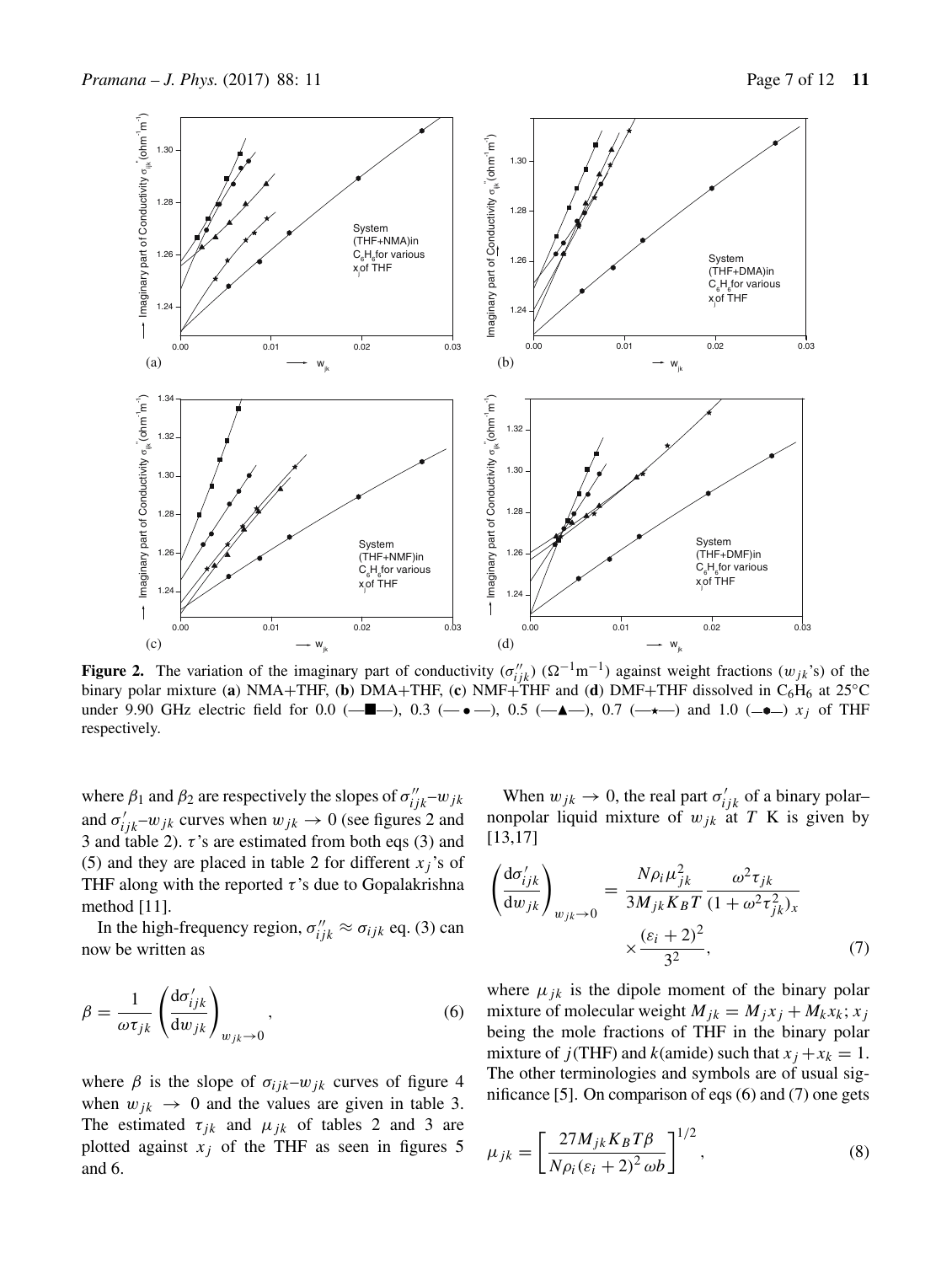**Figure 2.** The variation of the imaginary part of conductivity ($\sigma''_{ijk}$) ($\Omega^{-1}$m$^{-1}$) against weight fractions ($w_{jk}$'s) of the binary polar mixture (**a**) NMA+THF, (**b**) DMA+THF, (**c**) NMF+THF and (**d**) DMF+THF dissolved in $C_6H_6$ at 25°C under 9.90 GHz electric field for 0.0 (—■—), 0.3 (— • —), 0.5 (—▲—), 0.7 (—★—) and 1.0 (—•—) $x_j$ of THF respectively.

where $\beta_1$ and $\beta_2$ are respectively the slopes of $\sigma''_{ijk}$–$w_{jk}$ and $\sigma'_{ijk}$–$w_{jk}$ curves when $w_{jk} \to 0$ (see figures 2 and 3 and table 2). $\tau$'s are estimated from both eqs (3) and (5) and they are placed in table 2 for different $x_j$'s of THF along with the reported $\tau$'s due to Gopalakrishna method [11].

In the high-frequency region, $\sigma''_{ijk} \approx \sigma_{ijk}$ eq. (3) can now be written as

$$\beta = \frac{1}{\omega\tau_{jk}}\left(\frac{d\sigma'_{ijk}}{dw_{jk}}\right)_{w_{jk}\to 0}, \tag{6}$$

where $\beta$ is the slope of $\sigma_{ijk}$–$w_{jk}$ curves of figure 4 when $w_{jk} \to 0$ and the values are given in table 3. The estimated $\tau_{jk}$ and $\mu_{jk}$ of tables 2 and 3 are plotted against $x_j$ of the THF as seen in figures 5 and 6.

When $w_{jk} \to 0$, the real part $\sigma'_{ijk}$ of a binary polar–nonpolar liquid mixture of $w_{jk}$ at $T$ K is given by [13,17]

$$\left(\frac{d\sigma'_{ijk}}{dw_{jk}}\right)_{w_{jk}\to 0} = \frac{N\rho_i\mu_{jk}^2}{3M_{jk}K_BT}\frac{\omega^2\tau_{jk}}{(1+\omega^2\tau_{jk}^2)_x} \times\frac{(\varepsilon_i+2)^2}{3^2}, \tag{7}$$

where $\mu_{jk}$ is the dipole moment of the binary polar mixture of molecular weight $M_{jk} = M_jx_j + M_kx_k$; $x_j$ being the mole fractions of THF in the binary polar mixture of $j$(THF) and $k$(amide) such that $x_j + x_k = 1$. The other terminologies and symbols are of usual significance [5]. On comparison of eqs (6) and (7) one gets

$$\mu_{jk} = \left[\frac{27M_{jk}K_BT\beta}{N\rho_i(\varepsilon_i+2)^2\,\omega b}\right]^{1/2}, \tag{8}$$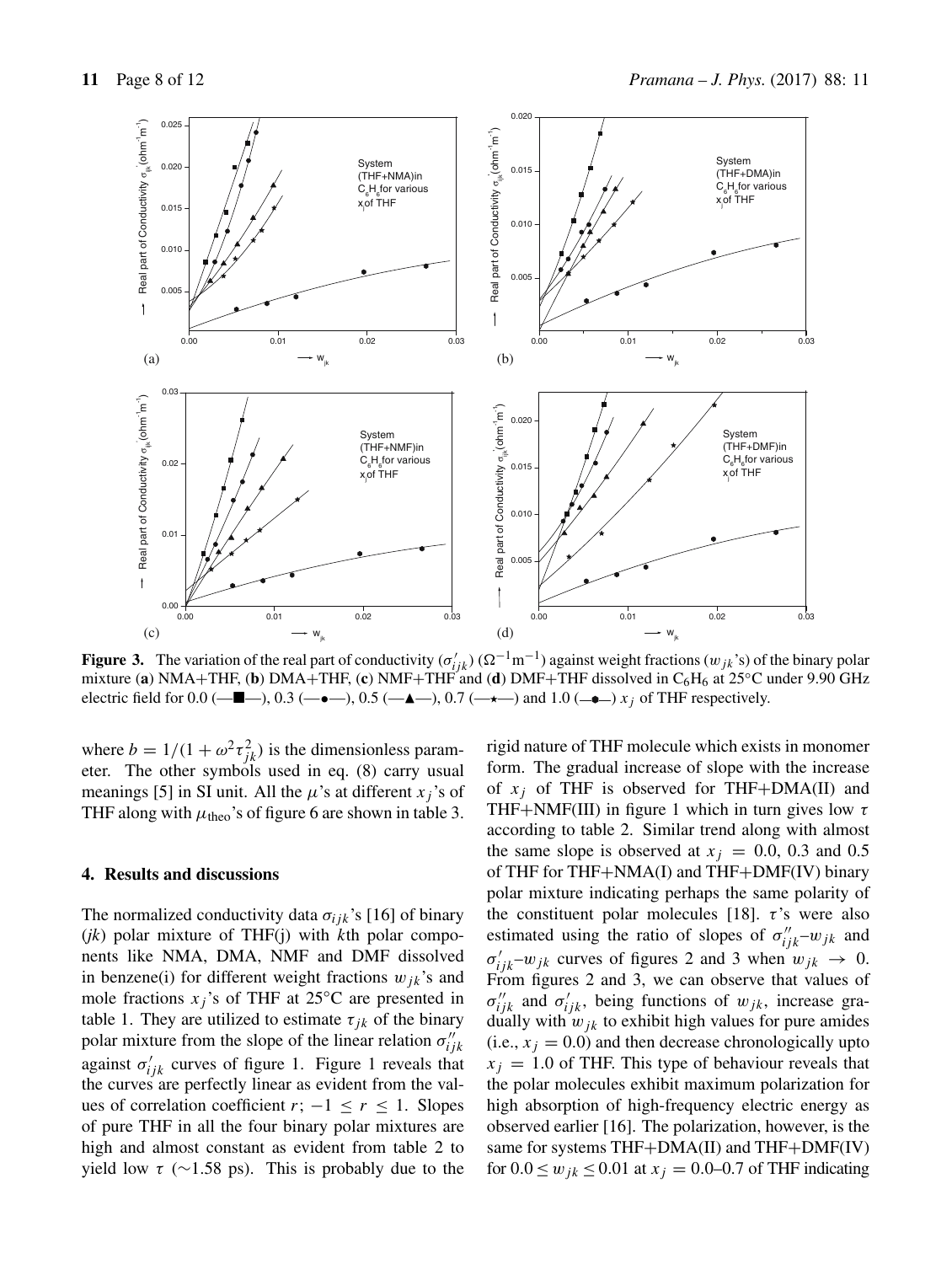**Figure 3.** The variation of the real part of conductivity ($\sigma'_{ijk}$) ($\Omega^{-1}$m$^{-1}$) against weight fractions ($w_{jk}$'s) of the binary polar mixture (**a**) NMA+THF, (**b**) DMA+THF, (**c**) NMF+THF and (**d**) DMF+THF dissolved in $C_6H_6$ at 25°C under 9.90 GHz electric field for 0.0 (—■—), 0.3 (—•—), 0.5 (—▲—), 0.7 (—⋆—) and 1.0 (—•—) $x_j$ of THF respectively.

where $b = 1/(1 + \omega^2\tau_{jk}^2)$ is the dimensionless parameter. The other symbols used in eq. (8) carry usual meanings [5] in SI unit. All the $\mu$'s at different $x_j$'s of THF along with $\mu_{\text{theo}}$'s of figure 6 are shown in table 3.

## 4. Results and discussions

The normalized conductivity data $\sigma_{ijk}$'s [16] of binary ($jk$) polar mixture of THF(j) with $k$th polar components like NMA, DMA, NMF and DMF dissolved in benzene(i) for different weight fractions $w_{jk}$'s and mole fractions $x_j$'s of THF at 25°C are presented in table 1. They are utilized to estimate $\tau_{jk}$ of the binary polar mixture from the slope of the linear relation $\sigma''_{ijk}$ against $\sigma'_{ijk}$ curves of figure 1. Figure 1 reveals that the curves are perfectly linear as evident from the values of correlation coefficient $r$; $-1 \leq r \leq 1$. Slopes of pure THF in all the four binary polar mixtures are high and almost constant as evident from table 2 to yield low $\tau$ (∼1.58 ps). This is probably due to the rigid nature of THF molecule which exists in monomer form. The gradual increase of slope with the increase of $x_j$ of THF is observed for THF+DMA(II) and THF+NMF(III) in figure 1 which in turn gives low $\tau$ according to table 2. Similar trend along with almost the same slope is observed at $x_j = 0.0$, 0.3 and 0.5 of THF for THF+NMA(I) and THF+DMF(IV) binary polar mixture indicating perhaps the same polarity of the constituent polar molecules [18]. $\tau$'s were also estimated using the ratio of slopes of $\sigma''_{ijk}$–$w_{jk}$ and $\sigma'_{ijk}$–$w_{jk}$ curves of figures 2 and 3 when $w_{jk} \rightarrow 0$. From figures 2 and 3, we can observe that values of $\sigma''_{ijk}$ and $\sigma'_{ijk}$, being functions of $w_{jk}$, increase gradually with $w_{jk}$ to exhibit high values for pure amides (i.e., $x_j = 0.0$) and then decrease chronologically upto $x_j = 1.0$ of THF. This type of behaviour reveals that the polar molecules exhibit maximum polarization for high absorption of high-frequency electric energy as observed earlier [16]. The polarization, however, is the same for systems THF+DMA(II) and THF+DMF(IV) for $0.0 \leq w_{jk} \leq 0.01$ at $x_j = 0.0$–$0.7$ of THF indicating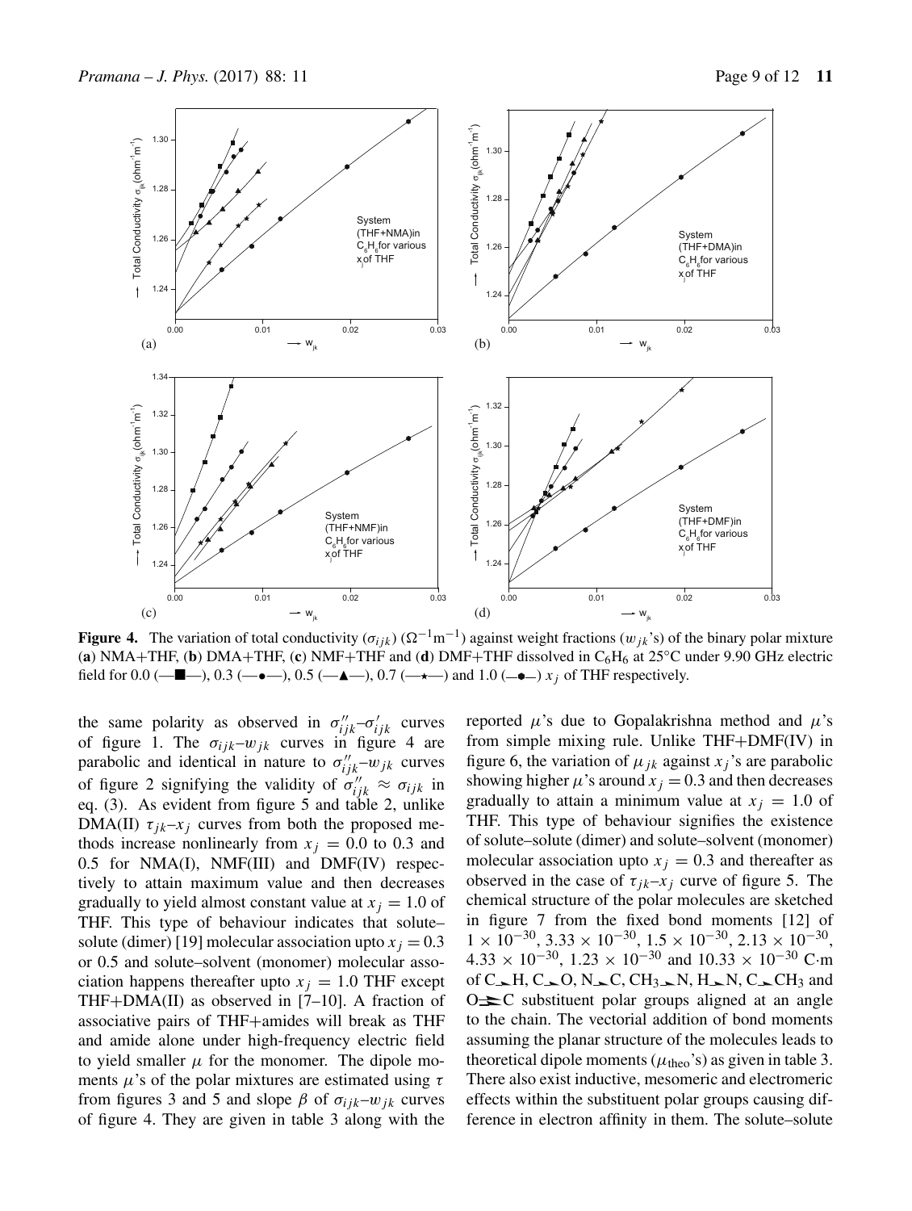**Figure 4.** The variation of total conductivity ($\sigma_{ijk}$) ($\Omega^{-1}$m$^{-1}$) against weight fractions ($w_{jk}$'s) of the binary polar mixture (**a**) NMA+THF, (**b**) DMA+THF, (**c**) NMF+THF and (**d**) DMF+THF dissolved in $C_6H_6$ at 25°C under 9.90 GHz electric field for 0.0 (—■—), 0.3 (—•—), 0.5 (—▲—), 0.7 (—★—) and 1.0 (—•—) $x_j$ of THF respectively.

the same polarity as observed in $\sigma''_{ijk}$–$\sigma'_{ijk}$ curves of figure 1. The $\sigma_{ijk}$–$w_{jk}$ curves in figure 4 are parabolic and identical in nature to $\sigma''_{ijk}$–$w_{jk}$ curves of figure 2 signifying the validity of $\sigma''_{ijk} \approx \sigma_{ijk}$ in eq. (3). As evident from figure 5 and table 2, unlike DMA(II) $\tau_{jk}$–$x_j$ curves from both the proposed methods increase nonlinearly from $x_j = 0.0$ to 0.3 and 0.5 for NMA(I), NMF(III) and DMF(IV) respectively to attain maximum value and then decreases gradually to yield almost constant value at $x_j = 1.0$ of THF. This type of behaviour indicates that solute–solute (dimer) [19] molecular association upto $x_j = 0.3$ or 0.5 and solute–solvent (monomer) molecular association happens thereafter upto $x_j = 1.0$ THF except THF+DMA(II) as observed in [7–10]. A fraction of associative pairs of THF+amides will break as THF and amide alone under high-frequency electric field to yield smaller $\mu$ for the monomer. The dipole moments $\mu$'s of the polar mixtures are estimated using $\tau$ from figures 3 and 5 and slope $\beta$ of $\sigma_{ijk}$–$w_{jk}$ curves of figure 4. They are given in table 3 along with the reported $\mu$'s due to Gopalakrishna method and $\mu$'s from simple mixing rule. Unlike THF+DMF(IV) in figure 6, the variation of $\mu_{jk}$ against $x_j$'s are parabolic showing higher $\mu$'s around $x_j = 0.3$ and then decreases gradually to attain a minimum value at $x_j = 1.0$ of THF. This type of behaviour signifies the existence of solute–solute (dimer) and solute–solvent (monomer) molecular association upto $x_j = 0.3$ and thereafter as observed in the case of $\tau_{jk}$–$x_j$ curve of figure 5. The chemical structure of the polar molecules are sketched in figure 7 from the fixed bond moments [12] of $1 \times 10^{-30}$, $3.33 \times 10^{-30}$, $1.5 \times 10^{-30}$, $2.13 \times 10^{-30}$, $4.33 \times 10^{-30}$, $1.23 \times 10^{-30}$ and $10.33 \times 10^{-30}$ C·m of C→H, C→O, N→C, $CH_3$→N, H→N, C→$CH_3$ and O⇉C substituent polar groups aligned at an angle to the chain. The vectorial addition of bond moments assuming the planar structure of the molecules leads to theoretical dipole moments ($\mu_{\text{theo}}$'s) as given in table 3. There also exist inductive, mesomeric and electromeric effects within the substituent polar groups causing difference in electron affinity in them. The solute–solute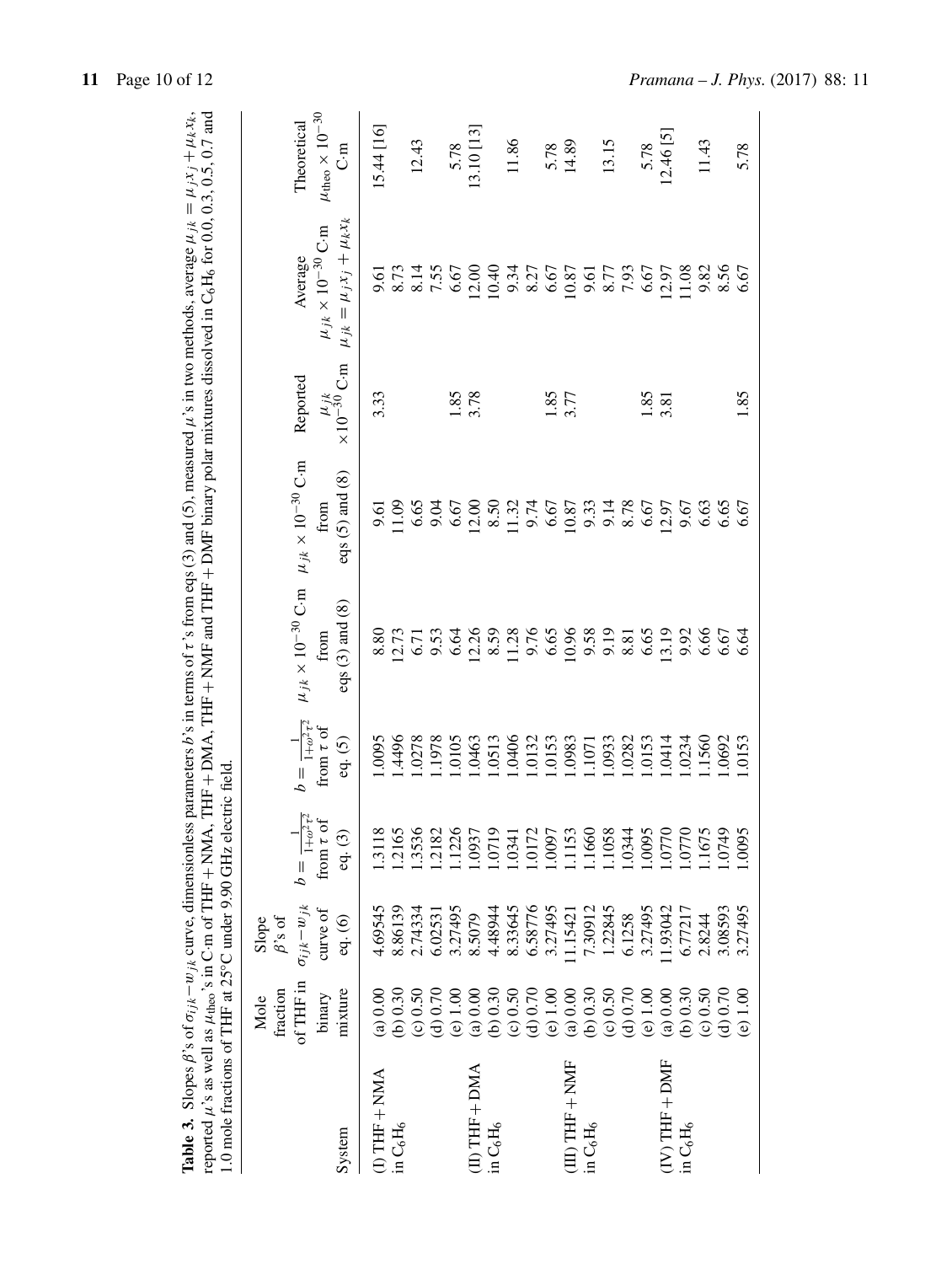**Table 3.** Slopes $\beta$'s of $\sigma_{ijk} - w_{jk}$ curve, dimensionless parameters $b$'s in terms of $\tau$'s from eqs (3) and (5), measured $\mu$'s in two methods, average $\mu_{jk} = \mu_j x_j + \mu_k x_k$, reported $\mu$'s as well as $\mu_{\text{theo}}$'s in C·m of THF + NMA, THF + DMA, THF + NMF and THF + DMF binary polar mixtures dissolved in $C_6H_6$ for 0.0, 0.3, 0.5, 0.7 and 1.0 mole fractions of THF at 25°C under 9.90 GHz electric field.

| System | Mole fraction of THF in binary mixture | Slope $\beta$'s of $\sigma_{ijk} - w_{jk}$ curve of eq. (6) | $b = \frac{1}{1+\omega^2\tau^2}$ from $\tau$ of eq. (3) | $b = \frac{1}{1+\omega^2\tau^2}$ from $\tau$ of eq. (5) | $\mu_{jk} \times 10^{-30}$ C·m from eqs (3) and (8) | $\mu_{jk} \times 10^{-30}$ C·m from eqs (5) and (8) | Reported $\mu_{jk}$ $\times 10^{-30}$ C·m | Average $\mu_{jk} \times 10^{-30}$ C·m $\mu_{jk} = \mu_j x_j + \mu_k x_k$ | Theoretical $\mu_{\text{theo}} \times 10^{-30}$ C·m |
|---|---|---|---|---|---|---|---|---|---|
| (I) THF + NMA in $C_6H_6$ | (a) 0.00 | 4.69545 | 1.3118 | 1.0095 | 8.80 | 9.61 | 3.33 | 9.61 | 15.44 [16] |
| | (b) 0.30 | 8.86139 | 1.2165 | 1.4496 | 12.73 | 11.09 | | 8.73 | |
| | (c) 0.50 | 2.74334 | 1.3536 | 1.0278 | 6.71 | 6.65 | | 8.14 | 12.43 |
| | (d) 0.70 | 6.02531 | 1.2182 | 1.1978 | 9.53 | 9.04 | | 7.55 | |
| | (e) 1.00 | 3.27495 | 1.1226 | 1.0105 | 6.64 | 6.67 | 1.85 | 6.67 | 5.78 |
| (II) THF + DMA in $C_6H_6$ | (a) 0.00 | 8.5079 | 1.0937 | 1.0463 | 12.26 | 12.00 | 3.78 | 12.00 | 13.10 [13] |
| | (b) 0.30 | 4.48944 | 1.0719 | 1.0513 | 8.59 | 8.50 | | 10.40 | |
| | (c) 0.50 | 8.33645 | 1.0341 | 1.0406 | 11.28 | 11.32 | | 9.34 | 11.86 |
| | (d) 0.70 | 6.58776 | 1.0172 | 1.0132 | 9.76 | 9.74 | | 8.27 | |
| | (e) 1.00 | 3.27495 | 1.0097 | 1.0153 | 6.65 | 6.67 | 1.85 | 6.67 | 5.78 |
| (III) THF + NMF in $C_6H_6$ | (a) 0.00 | 11.15421 | 1.1153 | 1.0983 | 10.96 | 10.87 | 3.77 | 10.87 | 14.89 |
| | (b) 0.30 | 7.30912 | 1.1660 | 1.1071 | 9.58 | 9.33 | | 9.61 | |
| | (c) 0.50 | 1.22845 | 1.1058 | 1.0933 | 9.19 | 9.14 | | 8.77 | 13.15 |
| | (d) 0.70 | 6.1258 | 1.0344 | 1.0282 | 8.81 | 8.78 | | 7.93 | |
| | (e) 1.00 | 3.27495 | 1.0095 | 1.0153 | 6.65 | 6.67 | 1.85 | 6.67 | 5.78 |
| (IV) THF + DMF in $C_6H_6$ | (a) 0.00 | 11.93042 | 1.0770 | 1.0414 | 13.19 | 12.97 | 3.81 | 12.97 | 12.46 [5] |
| | (b) 0.30 | 6.77217 | 1.0770 | 1.0234 | 9.92 | 9.67 | | 11.08 | |
| | (c) 0.50 | 2.8244 | 1.1675 | 1.1560 | 6.66 | 6.63 | | 9.82 | 11.43 |
| | (d) 0.70 | 3.08593 | 1.0749 | 1.0692 | 6.67 | 6.65 | | 8.56 | |
| | (e) 1.00 | 3.27495 | 1.0095 | 1.0153 | 6.64 | 6.67 | 1.85 | 6.67 | 5.78 |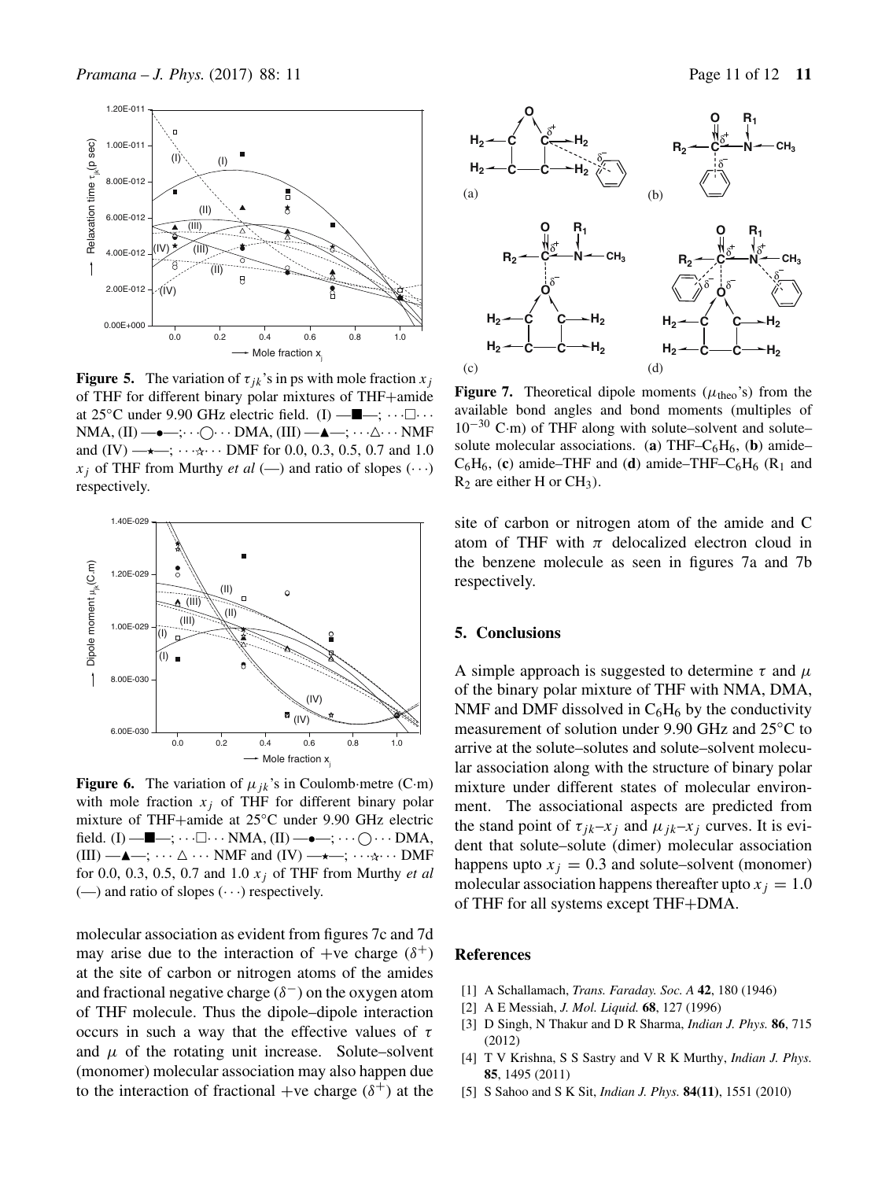**Figure 5.** The variation of $\tau_{jk}$'s in ps with mole fraction $x_j$ of THF for different binary polar mixtures of THF+amide at 25°C under 9.90 GHz electric field. (I) —■—; ···□··· NMA, (II) —●—;···○··· DMA, (III) —▲—; ···△··· NMF and (IV) —★—; ···☆··· DMF for 0.0, 0.3, 0.5, 0.7 and 1.0 $x_j$ of THF from Murthy *et al* (—) and ratio of slopes (···) respectively.

**Figure 6.** The variation of $\mu_{jk}$'s in Coulomb·metre (C·m) with mole fraction $x_j$ of THF for different binary polar mixture of THF+amide at 25°C under 9.90 GHz electric field. (I) —■—; ···□··· NMA, (II) —●—; ···○··· DMA, (III) —▲—; ··· △ ··· NMF and (IV) —★—; ···☆··· DMF for 0.0, 0.3, 0.5, 0.7 and 1.0 $x_j$ of THF from Murthy *et al* (—) and ratio of slopes (···) respectively.

molecular association as evident from figures 7c and 7d may arise due to the interaction of +ve charge ($\delta^+$) at the site of carbon or nitrogen atoms of the amides and fractional negative charge ($\delta^-$) on the oxygen atom of THF molecule. Thus the dipole–dipole interaction occurs in such a way that the effective values of $\tau$ and $\mu$ of the rotating unit increase. Solute–solvent (monomer) molecular association may also happen due to the interaction of fractional +ve charge ($\delta^+$) at the site of carbon or nitrogen atom of the amide and C atom of THF with $\pi$ delocalized electron cloud in the benzene molecule as seen in figures 7a and 7b respectively.

**Figure 7.** Theoretical dipole moments ($\mu_{\text{theo}}$'s) from the available bond angles and bond moments (multiples of $10^{-30}$ C·m) of THF along with solute–solvent and solute–solute molecular associations. (**a**) THF–$C_6H_6$, (**b**) amide–$C_6H_6$, (**c**) amide–THF and (**d**) amide–THF–$C_6H_6$ ($R_1$ and $R_2$ are either H or $CH_3$).

## 5. Conclusions

A simple approach is suggested to determine $\tau$ and $\mu$ of the binary polar mixture of THF with NMA, DMA, NMF and DMF dissolved in $C_6H_6$ by the conductivity measurement of solution under 9.90 GHz and 25°C to arrive at the solute–solutes and solute–solvent molecular association along with the structure of binary polar mixture under different states of molecular environment. The associational aspects are predicted from the stand point of $\tau_{jk}$–$x_j$ and $\mu_{jk}$–$x_j$ curves. It is evident that solute–solute (dimer) molecular association happens upto $x_j = 0.3$ and solute–solvent (monomer) molecular association happens thereafter upto $x_j = 1.0$ of THF for all systems except THF+DMA.

## References

[1] A Schallamach, *Trans. Faraday. Soc. A* **42**, 180 (1946)

[2] A E Messiah, *J. Mol. Liquid.* **68**, 127 (1996)

[3] D Singh, N Thakur and D R Sharma, *Indian J. Phys.* **86**, 715 (2012)

[4] T V Krishna, S S Sastry and V R K Murthy, *Indian J. Phys.* **85**, 1495 (2011)

[5] S Sahoo and S K Sit, *Indian J. Phys.* **84(11)**, 1551 (2010)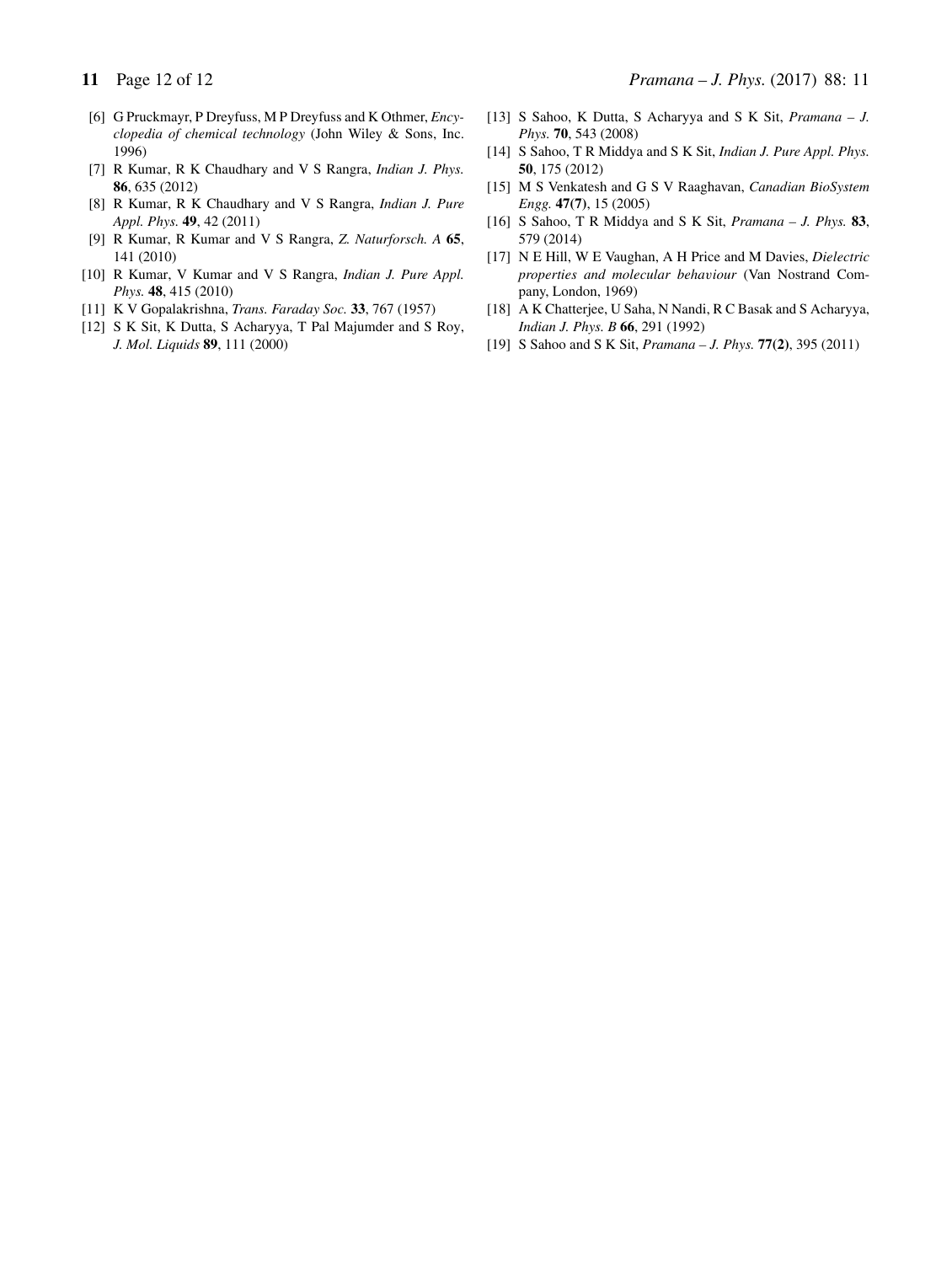[6] G Pruckmayr, P Dreyfuss, M P Dreyfuss and K Othmer, *Encyclopedia of chemical technology* (John Wiley & Sons, Inc. 1996)

[7] R Kumar, R K Chaudhary and V S Rangra, *Indian J. Phys.* **86**, 635 (2012)

[8] R Kumar, R K Chaudhary and V S Rangra, *Indian J. Pure Appl. Phys.* **49**, 42 (2011)

[9] R Kumar, R Kumar and V S Rangra, *Z. Naturforsch. A* **65**, 141 (2010)

[10] R Kumar, V Kumar and V S Rangra, *Indian J. Pure Appl. Phys.* **48**, 415 (2010)

[11] K V Gopalakrishna, *Trans. Faraday Soc.* **33**, 767 (1957)

[12] S K Sit, K Dutta, S Acharyya, T Pal Majumder and S Roy, *J. Mol. Liquids* **89**, 111 (2000)

[13] S Sahoo, K Dutta, S Acharyya and S K Sit, *Pramana – J. Phys.* **70**, 543 (2008)

[14] S Sahoo, T R Middya and S K Sit, *Indian J. Pure Appl. Phys.* **50**, 175 (2012)

[15] M S Venkatesh and G S V Raaghavan, *Canadian BioSystem Engg.* **47(7)**, 15 (2005)

[16] S Sahoo, T R Middya and S K Sit, *Pramana – J. Phys.* **83**, 579 (2014)

[17] N E Hill, W E Vaughan, A H Price and M Davies, *Dielectric properties and molecular behaviour* (Van Nostrand Company, London, 1969)

[18] A K Chatterjee, U Saha, N Nandi, R C Basak and S Acharyya, *Indian J. Phys. B* **66**, 291 (1992)

[19] S Sahoo and S K Sit, *Pramana – J. Phys.* **77(2)**, 395 (2011)